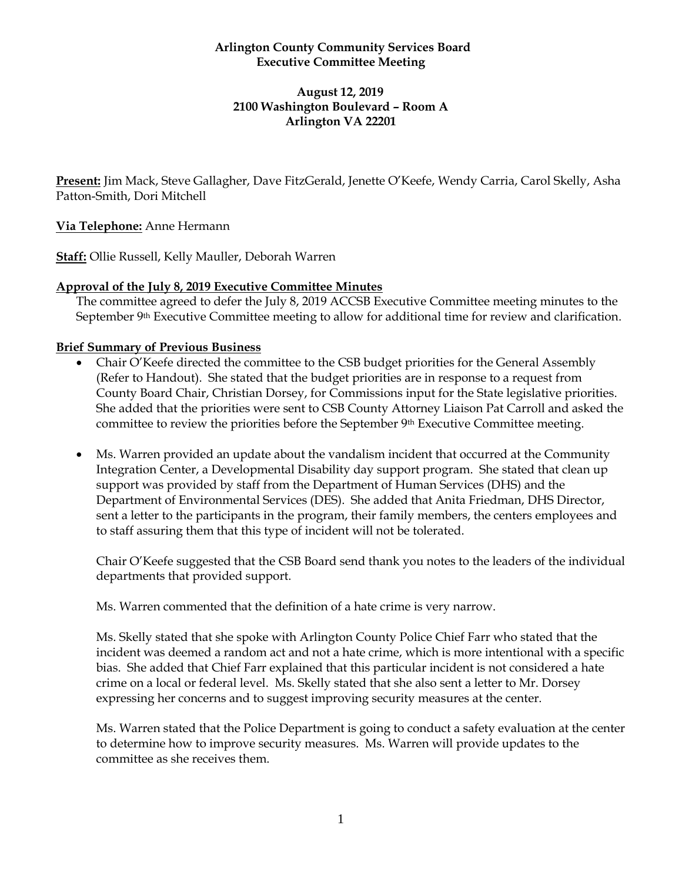**Arlington County Community Services Board**
**Executive Committee Meeting**

**August 12, 2019**
**2100 Washington Boulevard – Room A**
**Arlington VA 22201**

**Present:** Jim Mack, Steve Gallagher, Dave FitzGerald, Jenette O'Keefe, Wendy Carria, Carol Skelly, Asha Patton-Smith, Dori Mitchell

**Via Telephone:** Anne Hermann

**Staff:** Ollie Russell, Kelly Mauller, Deborah Warren

**Approval of the July 8, 2019 Executive Committee Minutes**

The committee agreed to defer the July 8, 2019 ACCSB Executive Committee meeting minutes to the September 9th Executive Committee meeting to allow for additional time for review and clarification.

**Brief Summary of Previous Business**

- Chair O'Keefe directed the committee to the CSB budget priorities for the General Assembly (Refer to Handout). She stated that the budget priorities are in response to a request from County Board Chair, Christian Dorsey, for Commissions input for the State legislative priorities. She added that the priorities were sent to CSB County Attorney Liaison Pat Carroll and asked the committee to review the priorities before the September 9th Executive Committee meeting.

- Ms. Warren provided an update about the vandalism incident that occurred at the Community Integration Center, a Developmental Disability day support program. She stated that clean up support was provided by staff from the Department of Human Services (DHS) and the Department of Environmental Services (DES). She added that Anita Friedman, DHS Director, sent a letter to the participants in the program, their family members, the centers employees and to staff assuring them that this type of incident will not be tolerated.

  Chair O'Keefe suggested that the CSB Board send thank you notes to the leaders of the individual departments that provided support.

  Ms. Warren commented that the definition of a hate crime is very narrow.

  Ms. Skelly stated that she spoke with Arlington County Police Chief Farr who stated that the incident was deemed a random act and not a hate crime, which is more intentional with a specific bias. She added that Chief Farr explained that this particular incident is not considered a hate crime on a local or federal level. Ms. Skelly stated that she also sent a letter to Mr. Dorsey expressing her concerns and to suggest improving security measures at the center.

  Ms. Warren stated that the Police Department is going to conduct a safety evaluation at the center to determine how to improve security measures. Ms. Warren will provide updates to the committee as she receives them.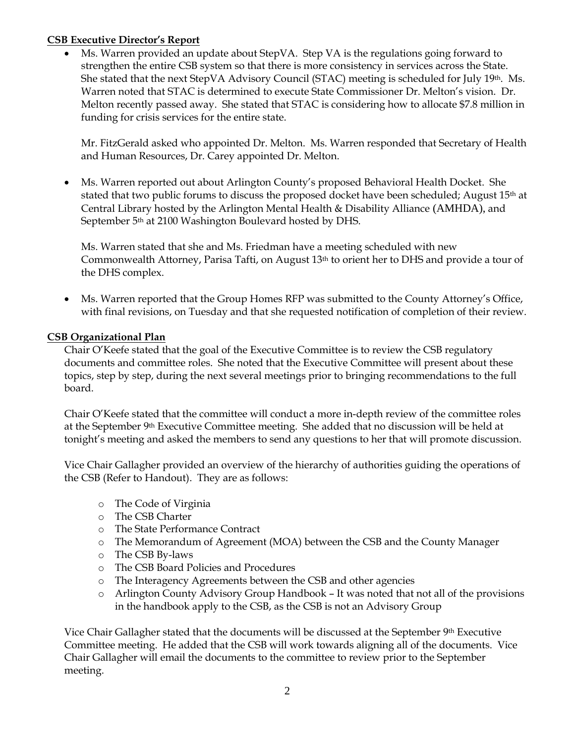**CSB Executive Director's Report**

- Ms. Warren provided an update about StepVA. Step VA is the regulations going forward to strengthen the entire CSB system so that there is more consistency in services across the State. She stated that the next StepVA Advisory Council (STAC) meeting is scheduled for July 19th. Ms. Warren noted that STAC is determined to execute State Commissioner Dr. Melton's vision. Dr. Melton recently passed away. She stated that STAC is considering how to allocate $7.8 million in funding for crisis services for the entire state.

  Mr. FitzGerald asked who appointed Dr. Melton. Ms. Warren responded that Secretary of Health and Human Resources, Dr. Carey appointed Dr. Melton.

- Ms. Warren reported out about Arlington County's proposed Behavioral Health Docket. She stated that two public forums to discuss the proposed docket have been scheduled; August 15th at Central Library hosted by the Arlington Mental Health & Disability Alliance (AMHDA), and September 5th at 2100 Washington Boulevard hosted by DHS.

  Ms. Warren stated that she and Ms. Friedman have a meeting scheduled with new Commonwealth Attorney, Parisa Tafti, on August 13th to orient her to DHS and provide a tour of the DHS complex.

- Ms. Warren reported that the Group Homes RFP was submitted to the County Attorney's Office, with final revisions, on Tuesday and that she requested notification of completion of their review.

**CSB Organizational Plan**

Chair O'Keefe stated that the goal of the Executive Committee is to review the CSB regulatory documents and committee roles. She noted that the Executive Committee will present about these topics, step by step, during the next several meetings prior to bringing recommendations to the full board.

Chair O'Keefe stated that the committee will conduct a more in-depth review of the committee roles at the September 9th Executive Committee meeting. She added that no discussion will be held at tonight's meeting and asked the members to send any questions to her that will promote discussion.

Vice Chair Gallagher provided an overview of the hierarchy of authorities guiding the operations of the CSB (Refer to Handout). They are as follows:

- The Code of Virginia
- The CSB Charter
- The State Performance Contract
- The Memorandum of Agreement (MOA) between the CSB and the County Manager
- The CSB By-laws
- The CSB Board Policies and Procedures
- The Interagency Agreements between the CSB and other agencies
- Arlington County Advisory Group Handbook – It was noted that not all of the provisions in the handbook apply to the CSB, as the CSB is not an Advisory Group

Vice Chair Gallagher stated that the documents will be discussed at the September 9th Executive Committee meeting. He added that the CSB will work towards aligning all of the documents. Vice Chair Gallagher will email the documents to the committee to review prior to the September meeting.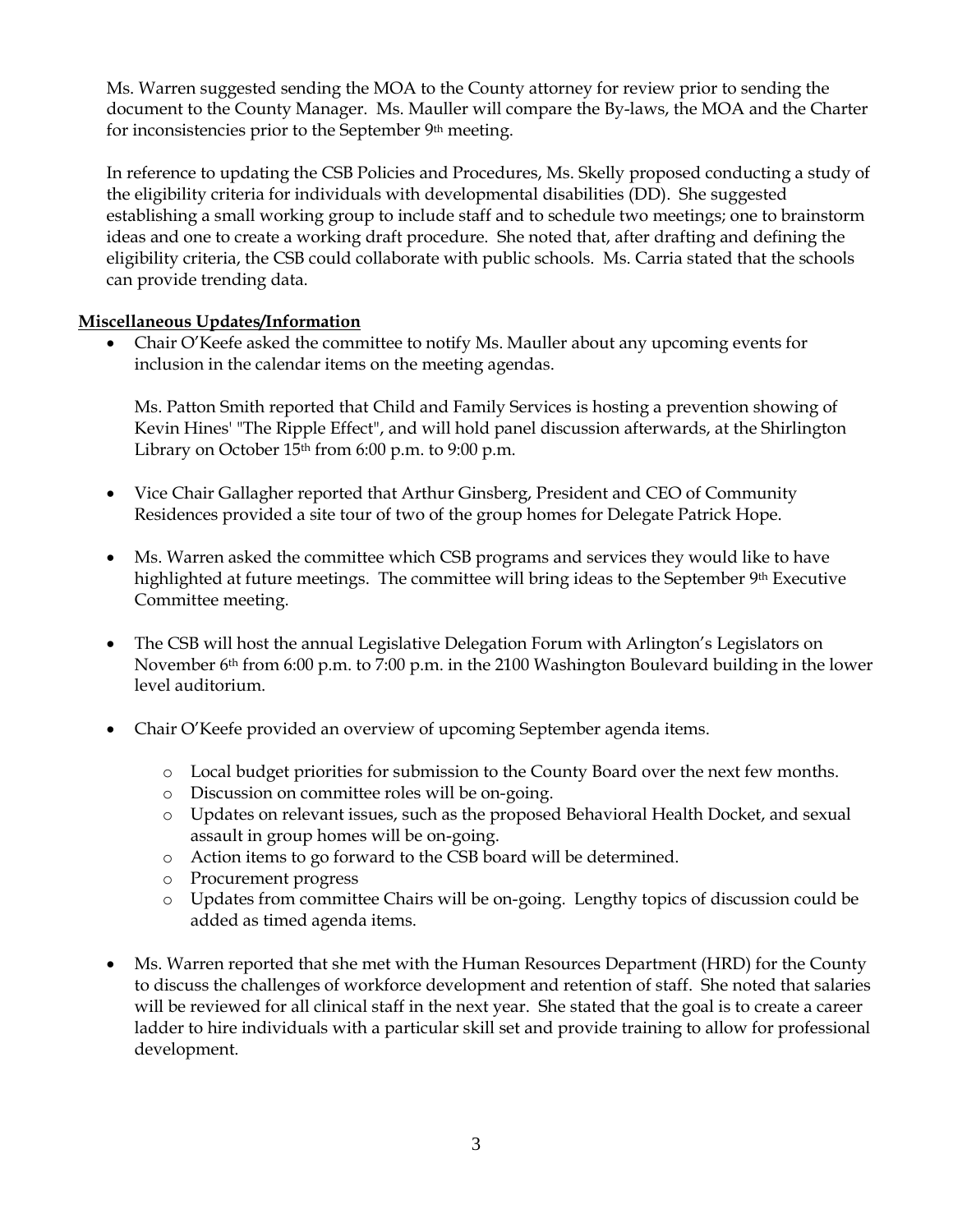Ms. Warren suggested sending the MOA to the County attorney for review prior to sending the document to the County Manager. Ms. Mauller will compare the By-laws, the MOA and the Charter for inconsistencies prior to the September 9th meeting.

In reference to updating the CSB Policies and Procedures, Ms. Skelly proposed conducting a study of the eligibility criteria for individuals with developmental disabilities (DD). She suggested establishing a small working group to include staff and to schedule two meetings; one to brainstorm ideas and one to create a working draft procedure. She noted that, after drafting and defining the eligibility criteria, the CSB could collaborate with public schools. Ms. Carria stated that the schools can provide trending data.

**Miscellaneous Updates/Information**

- Chair O'Keefe asked the committee to notify Ms. Mauller about any upcoming events for inclusion in the calendar items on the meeting agendas.

  Ms. Patton Smith reported that Child and Family Services is hosting a prevention showing of Kevin Hines' "The Ripple Effect", and will hold panel discussion afterwards, at the Shirlington Library on October 15th from 6:00 p.m. to 9:00 p.m.

- Vice Chair Gallagher reported that Arthur Ginsberg, President and CEO of Community Residences provided a site tour of two of the group homes for Delegate Patrick Hope.

- Ms. Warren asked the committee which CSB programs and services they would like to have highlighted at future meetings. The committee will bring ideas to the September 9th Executive Committee meeting.

- The CSB will host the annual Legislative Delegation Forum with Arlington's Legislators on November 6th from 6:00 p.m. to 7:00 p.m. in the 2100 Washington Boulevard building in the lower level auditorium.

- Chair O'Keefe provided an overview of upcoming September agenda items.

  - Local budget priorities for submission to the County Board over the next few months.
  - Discussion on committee roles will be on-going.
  - Updates on relevant issues, such as the proposed Behavioral Health Docket, and sexual assault in group homes will be on-going.
  - Action items to go forward to the CSB board will be determined.
  - Procurement progress
  - Updates from committee Chairs will be on-going. Lengthy topics of discussion could be added as timed agenda items.

- Ms. Warren reported that she met with the Human Resources Department (HRD) for the County to discuss the challenges of workforce development and retention of staff. She noted that salaries will be reviewed for all clinical staff in the next year. She stated that the goal is to create a career ladder to hire individuals with a particular skill set and provide training to allow for professional development.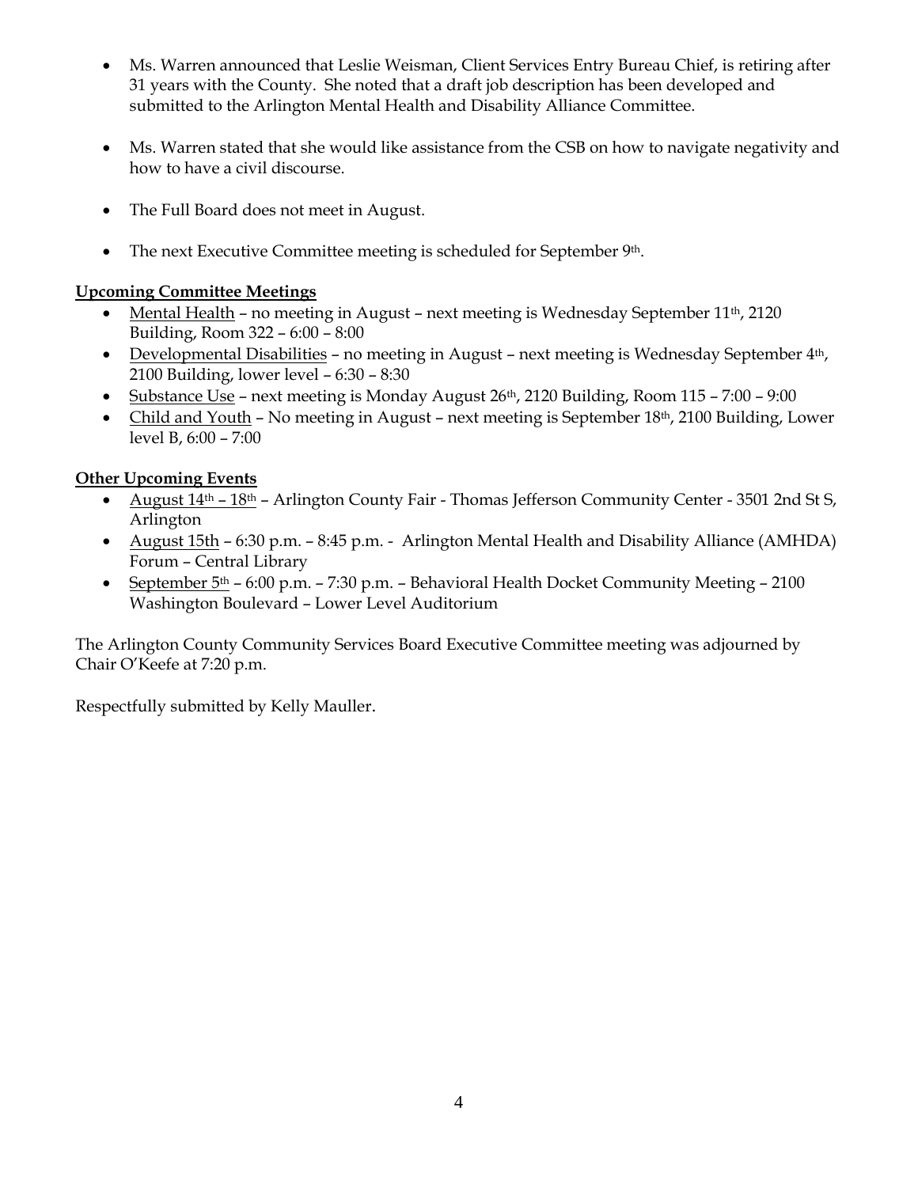- Ms. Warren announced that Leslie Weisman, Client Services Entry Bureau Chief, is retiring after 31 years with the County. She noted that a draft job description has been developed and submitted to the Arlington Mental Health and Disability Alliance Committee.
- Ms. Warren stated that she would like assistance from the CSB on how to navigate negativity and how to have a civil discourse.
- The Full Board does not meet in August.
- The next Executive Committee meeting is scheduled for September 9th.

**Upcoming Committee Meetings**

- Mental Health – no meeting in August – next meeting is Wednesday September 11th, 2120 Building, Room 322 – 6:00 – 8:00
- Developmental Disabilities – no meeting in August – next meeting is Wednesday September 4th, 2100 Building, lower level – 6:30 – 8:30
- Substance Use – next meeting is Monday August 26th, 2120 Building, Room 115 – 7:00 – 9:00
- Child and Youth – No meeting in August – next meeting is September 18th, 2100 Building, Lower level B, 6:00 – 7:00

**Other Upcoming Events**

- August 14th – 18th – Arlington County Fair - Thomas Jefferson Community Center - 3501 2nd St S, Arlington
- August 15th – 6:30 p.m. – 8:45 p.m. - Arlington Mental Health and Disability Alliance (AMHDA) Forum – Central Library
- September 5th – 6:00 p.m. – 7:30 p.m. – Behavioral Health Docket Community Meeting – 2100 Washington Boulevard – Lower Level Auditorium

The Arlington County Community Services Board Executive Committee meeting was adjourned by Chair O'Keefe at 7:20 p.m.

Respectfully submitted by Kelly Mauller.